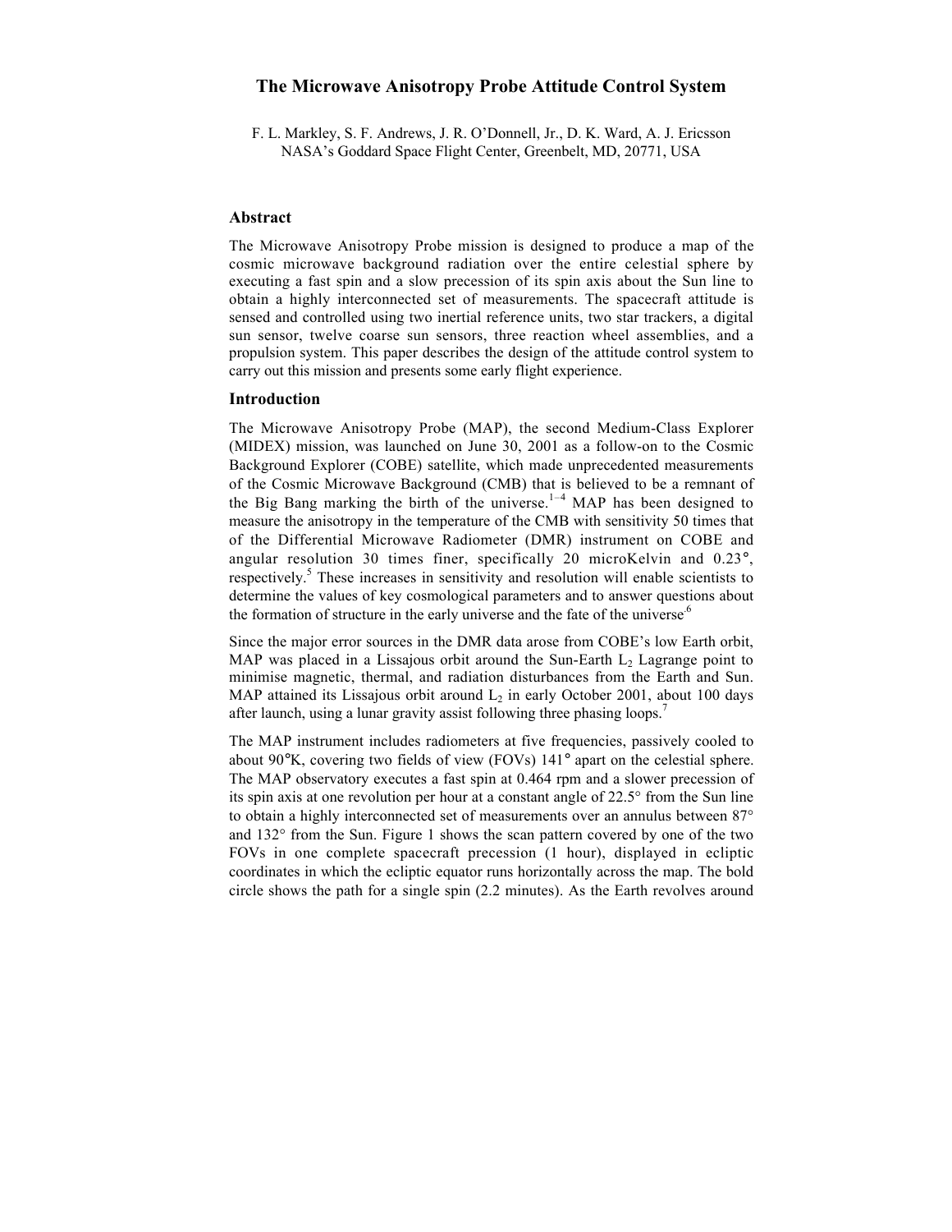# The Microwave Anisotropy Probe Attitude Control System

F. L. Markley, S. F. Andrews, J. R. O'Donnell, Jr., D. K. Ward, A. J. Ericsson
NASA's Goddard Space Flight Center, Greenbelt, MD, 20771, USA

## Abstract

The Microwave Anisotropy Probe mission is designed to produce a map of the cosmic microwave background radiation over the entire celestial sphere by executing a fast spin and a slow precession of its spin axis about the Sun line to obtain a highly interconnected set of measurements. The spacecraft attitude is sensed and controlled using two inertial reference units, two star trackers, a digital sun sensor, twelve coarse sun sensors, three reaction wheel assemblies, and a propulsion system. This paper describes the design of the attitude control system to carry out this mission and presents some early flight experience.

## Introduction

The Microwave Anisotropy Probe (MAP), the second Medium-Class Explorer (MIDEX) mission, was launched on June 30, 2001 as a follow-on to the Cosmic Background Explorer (COBE) satellite, which made unprecedented measurements of the Cosmic Microwave Background (CMB) that is believed to be a remnant of the Big Bang marking the birth of the universe.[1–4] MAP has been designed to measure the anisotropy in the temperature of the CMB with sensitivity 50 times that of the Differential Microwave Radiometer (DMR) instrument on COBE and angular resolution 30 times finer, specifically 20 microKelvin and 0.23°, respectively.[5] These increases in sensitivity and resolution will enable scientists to determine the values of key cosmological parameters and to answer questions about the formation of structure in the early universe and the fate of the universe.[6]

Since the major error sources in the DMR data arose from COBE's low Earth orbit, MAP was placed in a Lissajous orbit around the Sun-Earth $L_2$ Lagrange point to minimise magnetic, thermal, and radiation disturbances from the Earth and Sun. MAP attained its Lissajous orbit around $L_2$ in early October 2001, about 100 days after launch, using a lunar gravity assist following three phasing loops.[7]

The MAP instrument includes radiometers at five frequencies, passively cooled to about 90°K, covering two fields of view (FOVs) 141° apart on the celestial sphere. The MAP observatory executes a fast spin at 0.464 rpm and a slower precession of its spin axis at one revolution per hour at a constant angle of 22.5° from the Sun line to obtain a highly interconnected set of measurements over an annulus between 87° and 132° from the Sun. Figure 1 shows the scan pattern covered by one of the two FOVs in one complete spacecraft precession (1 hour), displayed in ecliptic coordinates in which the ecliptic equator runs horizontally across the map. The bold circle shows the path for a single spin (2.2 minutes). As the Earth revolves around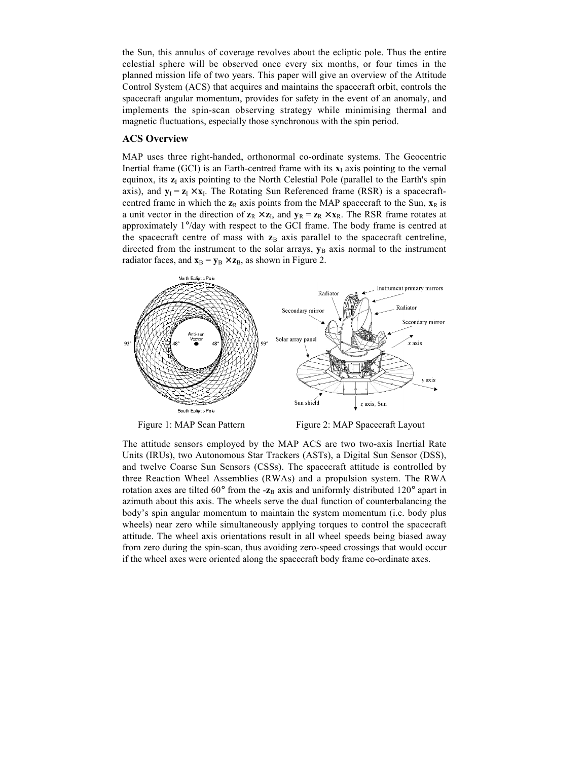the Sun, this annulus of coverage revolves about the ecliptic pole. Thus the entire celestial sphere will be observed once every six months, or four times in the planned mission life of two years. This paper will give an overview of the Attitude Control System (ACS) that acquires and maintains the spacecraft orbit, controls the spacecraft angular momentum, provides for safety in the event of an anomaly, and implements the spin-scan observing strategy while minimising thermal and magnetic fluctuations, especially those synchronous with the spin period.

## ACS Overview

MAP uses three right-handed, orthonormal co-ordinate systems. The Geocentric Inertial frame (GCI) is an Earth-centred frame with its $\mathbf{x}_I$ axis pointing to the vernal equinox, its $\mathbf{z}_I$ axis pointing to the North Celestial Pole (parallel to the Earth's spin axis), and $\mathbf{y}_I = \mathbf{z}_I \times \mathbf{x}_I$. The Rotating Sun Referenced frame (RSR) is a spacecraft-centred frame in which the $\mathbf{z}_R$ axis points from the MAP spacecraft to the Sun, $\mathbf{x}_R$ is a unit vector in the direction of $\mathbf{z}_R \times \mathbf{z}_I$, and $\mathbf{y}_R = \mathbf{z}_R \times \mathbf{x}_R$. The RSR frame rotates at approximately 1°/day with respect to the GCI frame. The body frame is centred at the spacecraft centre of mass with $\mathbf{z}_B$ axis parallel to the spacecraft centreline, directed from the instrument to the solar arrays, $\mathbf{y}_B$ axis normal to the instrument radiator faces, and $\mathbf{x}_B = \mathbf{y}_B \times \mathbf{z}_B$, as shown in Figure 2.

Figure 1: MAP Scan Pattern

Figure 2: MAP Spacecraft Layout

The attitude sensors employed by the MAP ACS are two two-axis Inertial Rate Units (IRUs), two Autonomous Star Trackers (ASTs), a Digital Sun Sensor (DSS), and twelve Coarse Sun Sensors (CSSs). The spacecraft attitude is controlled by three Reaction Wheel Assemblies (RWAs) and a propulsion system. The RWA rotation axes are tilted 60° from the $-\mathbf{z}_B$ axis and uniformly distributed 120° apart in azimuth about this axis. The wheels serve the dual function of counterbalancing the body's spin angular momentum to maintain the system momentum (i.e. body plus wheels) near zero while simultaneously applying torques to control the spacecraft attitude. The wheel axis orientations result in all wheel speeds being biased away from zero during the spin-scan, thus avoiding zero-speed crossings that would occur if the wheel axes were oriented along the spacecraft body frame co-ordinate axes.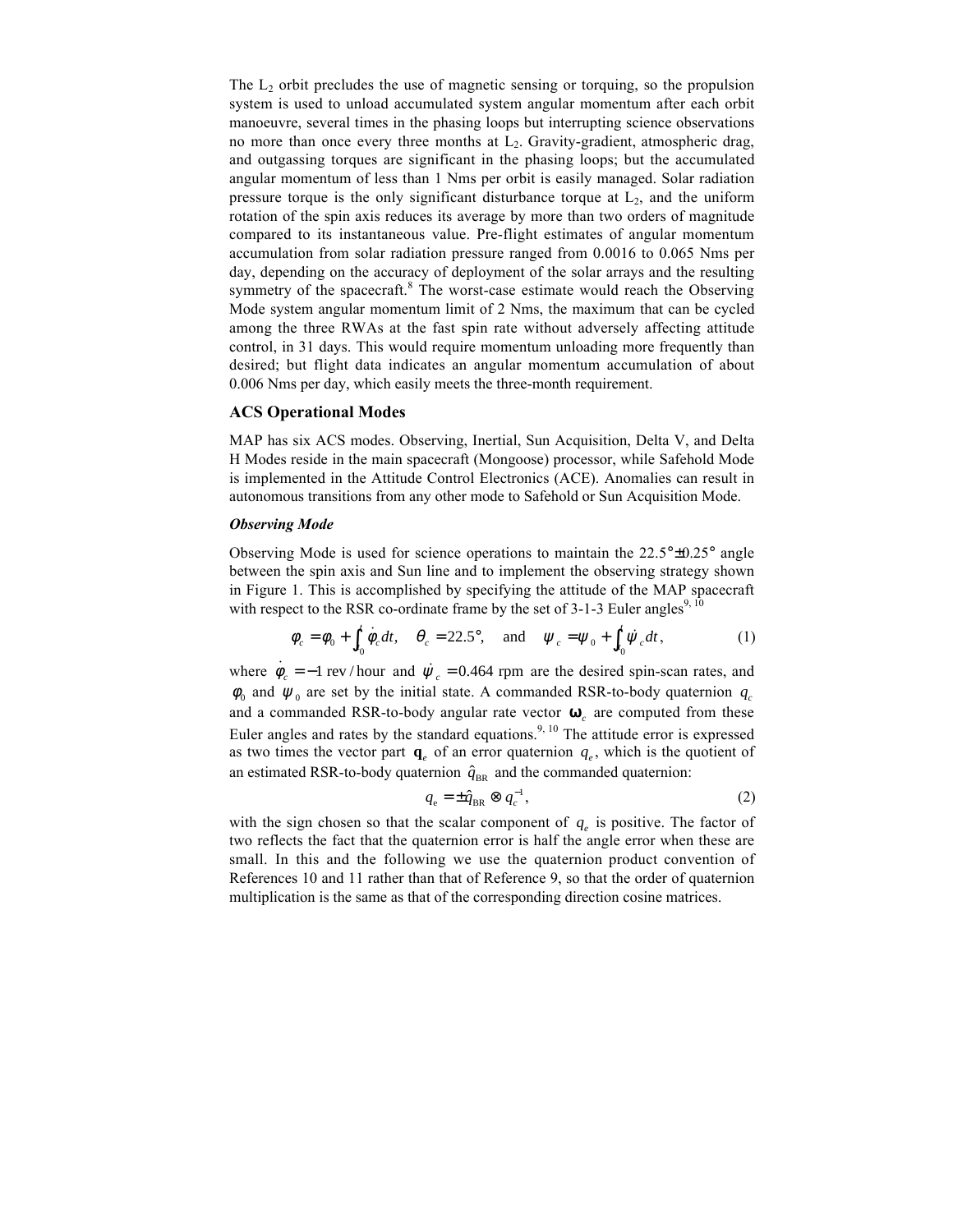The $L_2$ orbit precludes the use of magnetic sensing or torquing, so the propulsion system is used to unload accumulated system angular momentum after each orbit manoeuvre, several times in the phasing loops but interrupting science observations no more than once every three months at $L_2$. Gravity-gradient, atmospheric drag, and outgassing torques are significant in the phasing loops; but the accumulated angular momentum of less than 1 Nms per orbit is easily managed. Solar radiation pressure torque is the only significant disturbance torque at $L_2$, and the uniform rotation of the spin axis reduces its average by more than two orders of magnitude compared to its instantaneous value. Pre-flight estimates of angular momentum accumulation from solar radiation pressure ranged from 0.0016 to 0.065 Nms per day, depending on the accuracy of deployment of the solar arrays and the resulting symmetry of the spacecraft.[8] The worst-case estimate would reach the Observing Mode system angular momentum limit of 2 Nms, the maximum that can be cycled among the three RWAs at the fast spin rate without adversely affecting attitude control, in 31 days. This would require momentum unloading more frequently than desired; but flight data indicates an angular momentum accumulation of about 0.006 Nms per day, which easily meets the three-month requirement.

### ACS Operational Modes

MAP has six ACS modes. Observing, Inertial, Sun Acquisition, Delta V, and Delta H Modes reside in the main spacecraft (Mongoose) processor, while Safehold Mode is implemented in the Attitude Control Electronics (ACE). Anomalies can result in autonomous transitions from any other mode to Safehold or Sun Acquisition Mode.

#### *Observing Mode*

Observing Mode is used for science operations to maintain the 22.5°±0.25° angle between the spin axis and Sun line and to implement the observing strategy shown in Figure 1. This is accomplished by specifying the attitude of the MAP spacecraft with respect to the RSR co-ordinate frame by the set of 3-1-3 Euler angles[9, 10]

$$\phi_c = \phi_0 + \int_0^t \dot{\phi}_c \, dt, \quad \theta_c = 22.5°, \quad \text{and} \quad \psi_c = \psi_0 + \int_0^t \dot{\psi}_c \, dt, \tag{1}$$

where $\dot{\phi}_c = -1$ rev/hour and $\dot{\psi}_c = 0.464$ rpm are the desired spin-scan rates, and $\phi_0$ and $\psi_0$ are set by the initial state. A commanded RSR-to-body quaternion $q_c$ and a commanded RSR-to-body angular rate vector $\boldsymbol{\omega}_c$ are computed from these Euler angles and rates by the standard equations.[9, 10] The attitude error is expressed as two times the vector part $\mathbf{q}_e$ of an error quaternion $q_e$, which is the quotient of an estimated RSR-to-body quaternion $\hat{q}_{\mathrm{BR}}$ and the commanded quaternion:

$$q_e = \pm \hat{q}_{\mathrm{BR}} \otimes q_c^{-1}, \tag{2}$$

with the sign chosen so that the scalar component of $q_e$ is positive. The factor of two reflects the fact that the quaternion error is half the angle error when these are small. In this and the following we use the quaternion product convention of References 10 and 11 rather than that of Reference 9, so that the order of quaternion multiplication is the same as that of the corresponding direction cosine matrices.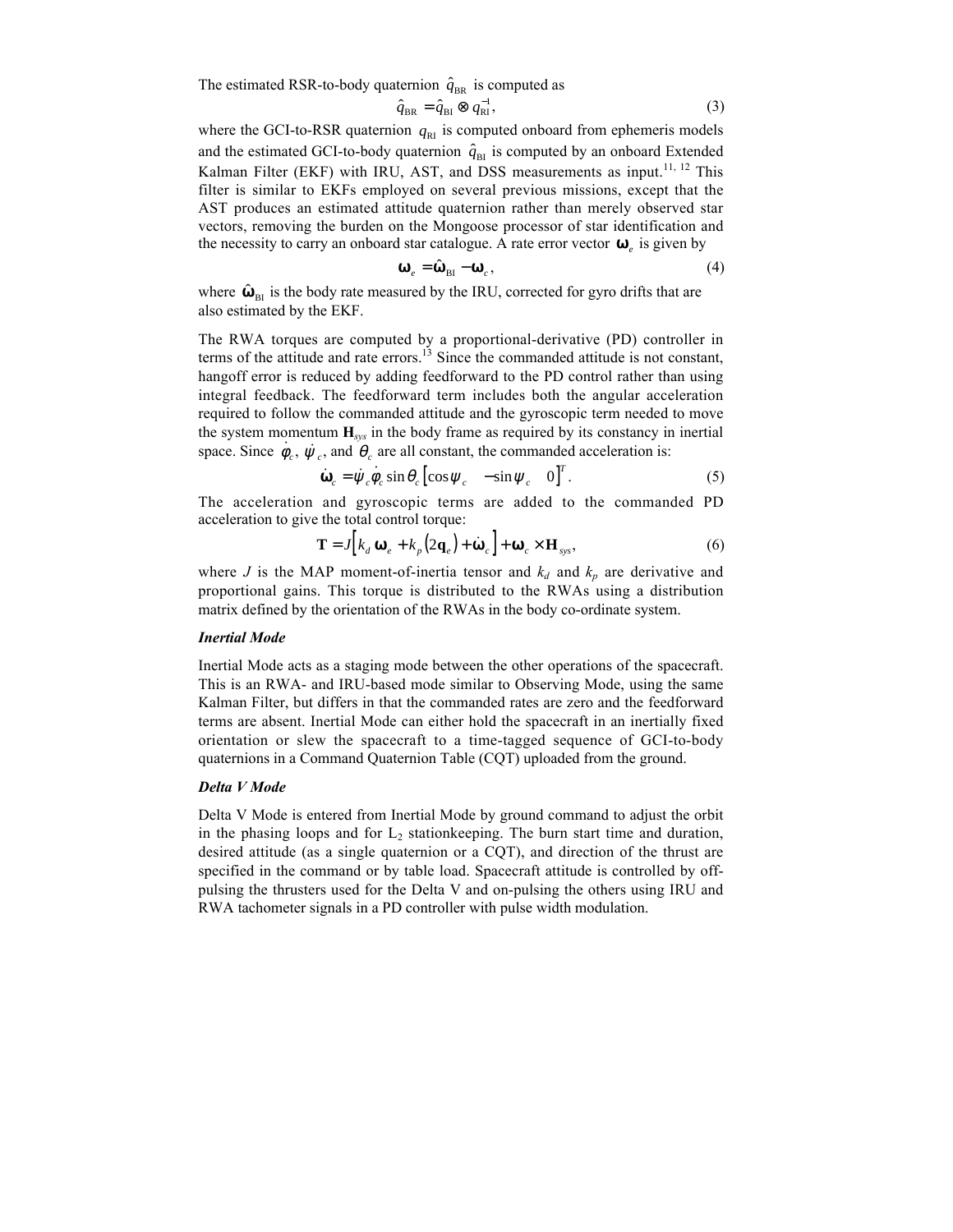The estimated RSR-to-body quaternion $\hat{q}_{\text{BR}}$ is computed as

$$\hat{q}_{\text{BR}} = \hat{q}_{\text{BI}} \otimes q_{\text{RI}}^{-1}, \tag{3}$$

where the GCI-to-RSR quaternion $q_{\text{RI}}$ is computed onboard from ephemeris models and the estimated GCI-to-body quaternion $\hat{q}_{\text{BI}}$ is computed by an onboard Extended Kalman Filter (EKF) with IRU, AST, and DSS measurements as input.[11, 12] This filter is similar to EKFs employed on several previous missions, except that the AST produces an estimated attitude quaternion rather than merely observed star vectors, removing the burden on the Mongoose processor of star identification and the necessity to carry an onboard star catalogue. A rate error vector $\boldsymbol{\omega}_e$ is given by

$$\boldsymbol{\omega}_e = \hat{\boldsymbol{\omega}}_{\text{BI}} - \boldsymbol{\omega}_c, \tag{4}$$

where $\hat{\boldsymbol{\omega}}_{\text{BI}}$ is the body rate measured by the IRU, corrected for gyro drifts that are also estimated by the EKF.

The RWA torques are computed by a proportional-derivative (PD) controller in terms of the attitude and rate errors.[13] Since the commanded attitude is not constant, hangoff error is reduced by adding feedforward to the PD control rather than using integral feedback. The feedforward term includes both the angular acceleration required to follow the commanded attitude and the gyroscopic term needed to move the system momentum $\mathbf{H}_{sys}$ in the body frame as required by its constancy in inertial space. Since $\dot{\varphi}_c$, $\dot{\psi}_c$, and $\theta_c$ are all constant, the commanded acceleration is:

$$\dot{\boldsymbol{\omega}}_c = \dot{\psi}_c \dot{\varphi}_c \sin\theta_c \begin{bmatrix} \cos\psi_c & -\sin\psi_c & 0 \end{bmatrix}^T. \tag{5}$$

The acceleration and gyroscopic terms are added to the commanded PD acceleration to give the total control torque:

$$\mathbf{T} = J\left[k_d\, \boldsymbol{\omega}_e + k_p\left(2\mathbf{q}_e\right) + \dot{\boldsymbol{\omega}}_c\right] + \boldsymbol{\omega}_c \times \mathbf{H}_{sys}, \tag{6}$$

where $J$ is the MAP moment-of-inertia tensor and $k_d$ and $k_p$ are derivative and proportional gains. This torque is distributed to the RWAs using a distribution matrix defined by the orientation of the RWAs in the body co-ordinate system.

### *Inertial Mode*

Inertial Mode acts as a staging mode between the other operations of the spacecraft. This is an RWA- and IRU-based mode similar to Observing Mode, using the same Kalman Filter, but differs in that the commanded rates are zero and the feedforward terms are absent. Inertial Mode can either hold the spacecraft in an inertially fixed orientation or slew the spacecraft to a time-tagged sequence of GCI-to-body quaternions in a Command Quaternion Table (CQT) uploaded from the ground.

### *Delta V Mode*

Delta V Mode is entered from Inertial Mode by ground command to adjust the orbit in the phasing loops and for $L_2$ stationkeeping. The burn start time and duration, desired attitude (as a single quaternion or a CQT), and direction of the thrust are specified in the command or by table load. Spacecraft attitude is controlled by off-pulsing the thrusters used for the Delta V and on-pulsing the others using IRU and RWA tachometer signals in a PD controller with pulse width modulation.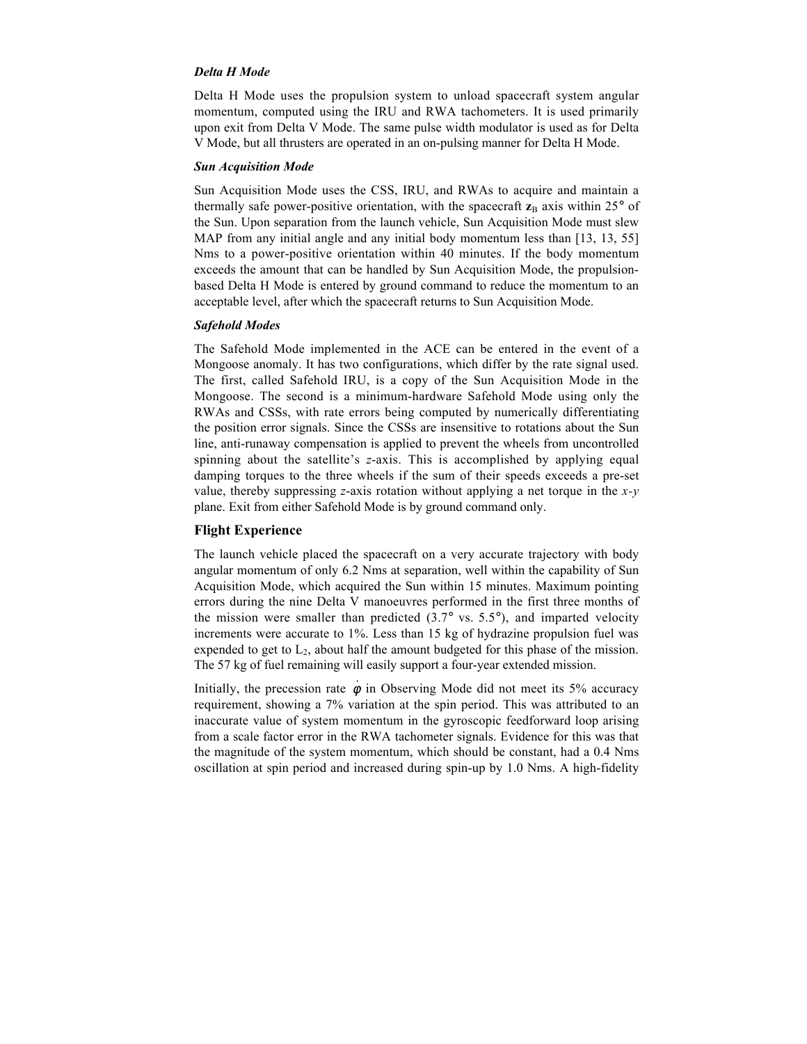### *Delta H Mode*

Delta H Mode uses the propulsion system to unload spacecraft system angular momentum, computed using the IRU and RWA tachometers. It is used primarily upon exit from Delta V Mode. The same pulse width modulator is used as for Delta V Mode, but all thrusters are operated in an on-pulsing manner for Delta H Mode.

### *Sun Acquisition Mode*

Sun Acquisition Mode uses the CSS, IRU, and RWAs to acquire and maintain a thermally safe power-positive orientation, with the spacecraft $\mathbf{z}_B$ axis within 25° of the Sun. Upon separation from the launch vehicle, Sun Acquisition Mode must slew MAP from any initial angle and any initial body momentum less than [13, 13, 55] Nms to a power-positive orientation within 40 minutes. If the body momentum exceeds the amount that can be handled by Sun Acquisition Mode, the propulsion-based Delta H Mode is entered by ground command to reduce the momentum to an acceptable level, after which the spacecraft returns to Sun Acquisition Mode.

### *Safehold Modes*

The Safehold Mode implemented in the ACE can be entered in the event of a Mongoose anomaly. It has two configurations, which differ by the rate signal used. The first, called Safehold IRU, is a copy of the Sun Acquisition Mode in the Mongoose. The second is a minimum-hardware Safehold Mode using only the RWAs and CSSs, with rate errors being computed by numerically differentiating the position error signals. Since the CSSs are insensitive to rotations about the Sun line, anti-runaway compensation is applied to prevent the wheels from uncontrolled spinning about the satellite's *z*-axis. This is accomplished by applying equal damping torques to the three wheels if the sum of their speeds exceeds a pre-set value, thereby suppressing *z*-axis rotation without applying a net torque in the *x*-*y* plane. Exit from either Safehold Mode is by ground command only.

## Flight Experience

The launch vehicle placed the spacecraft on a very accurate trajectory with body angular momentum of only 6.2 Nms at separation, well within the capability of Sun Acquisition Mode, which acquired the Sun within 15 minutes. Maximum pointing errors during the nine Delta V manoeuvres performed in the first three months of the mission were smaller than predicted (3.7° vs. 5.5°), and imparted velocity increments were accurate to 1%. Less than 15 kg of hydrazine propulsion fuel was expended to get to $L_2$, about half the amount budgeted for this phase of the mission. The 57 kg of fuel remaining will easily support a four-year extended mission.

Initially, the precession rate $\dot{\phi}$ in Observing Mode did not meet its 5% accuracy requirement, showing a 7% variation at the spin period. This was attributed to an inaccurate value of system momentum in the gyroscopic feedforward loop arising from a scale factor error in the RWA tachometer signals. Evidence for this was that the magnitude of the system momentum, which should be constant, had a 0.4 Nms oscillation at spin period and increased during spin-up by 1.0 Nms. A high-fidelity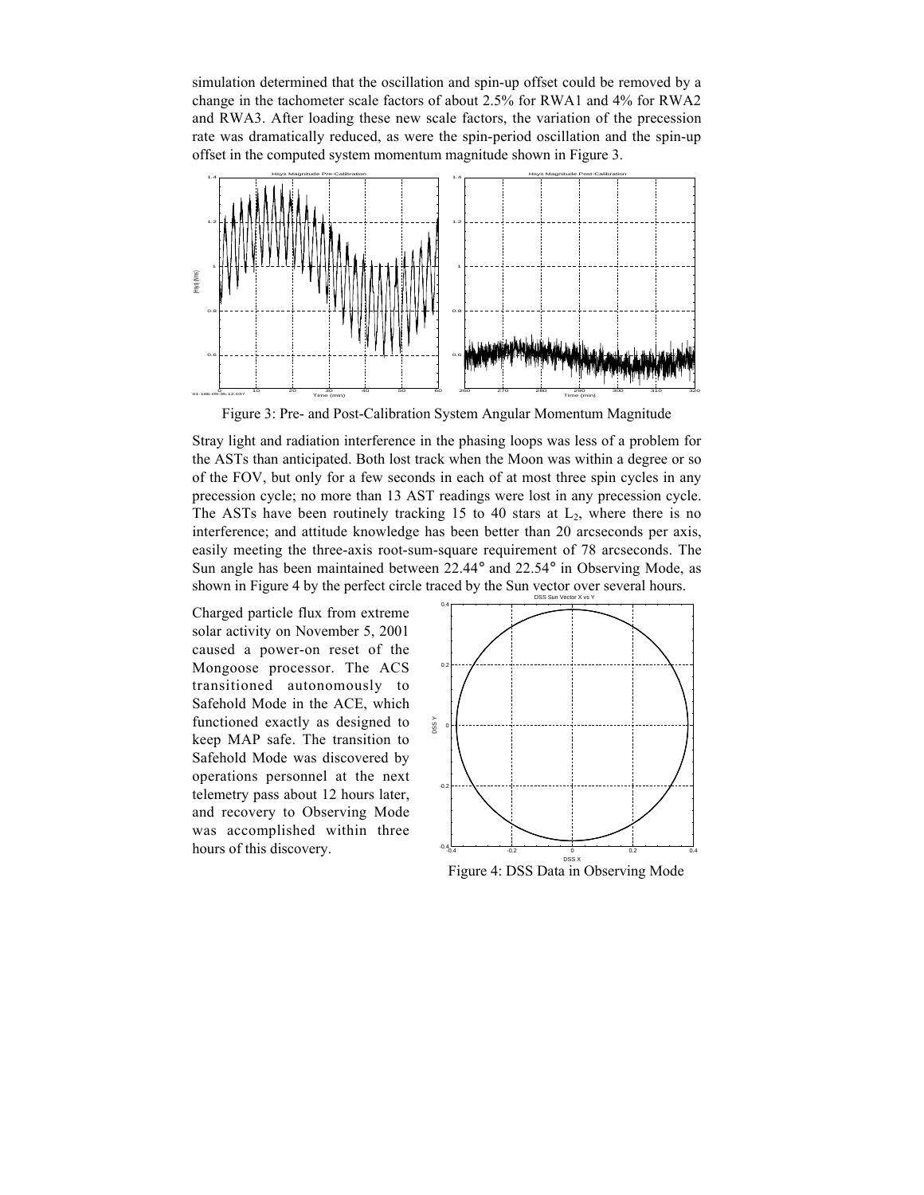simulation determined that the oscillation and spin-up offset could be removed by a change in the tachometer scale factors of about 2.5% for RWA1 and 4% for RWA2 and RWA3. After loading these new scale factors, the variation of the precession rate was dramatically reduced, as were the spin-period oscillation and the spin-up offset in the computed system momentum magnitude shown in Figure 3.

Figure 3: Pre- and Post-Calibration System Angular Momentum Magnitude

Stray light and radiation interference in the phasing loops was less of a problem for the ASTs than anticipated. Both lost track when the Moon was within a degree or so of the FOV, but only for a few seconds in each of at most three spin cycles in any precession cycle; no more than 13 AST readings were lost in any precession cycle. The ASTs have been routinely tracking 15 to 40 stars at $L_2$, where there is no interference; and attitude knowledge has been better than 20 arcseconds per axis, easily meeting the three-axis root-sum-square requirement of 78 arcseconds. The Sun angle has been maintained between 22.44° and 22.54° in Observing Mode, as shown in Figure 4 by the perfect circle traced by the Sun vector over several hours.

Charged particle flux from extreme solar activity on November 5, 2001 caused a power-on reset of the Mongoose processor. The ACS transitioned autonomously to Safehold Mode in the ACE, which functioned exactly as designed to keep MAP safe. The transition to Safehold Mode was discovered by operations personnel at the next telemetry pass about 12 hours later, and recovery to Observing Mode was accomplished within three hours of this discovery.

Figure 4: DSS Data in Observing Mode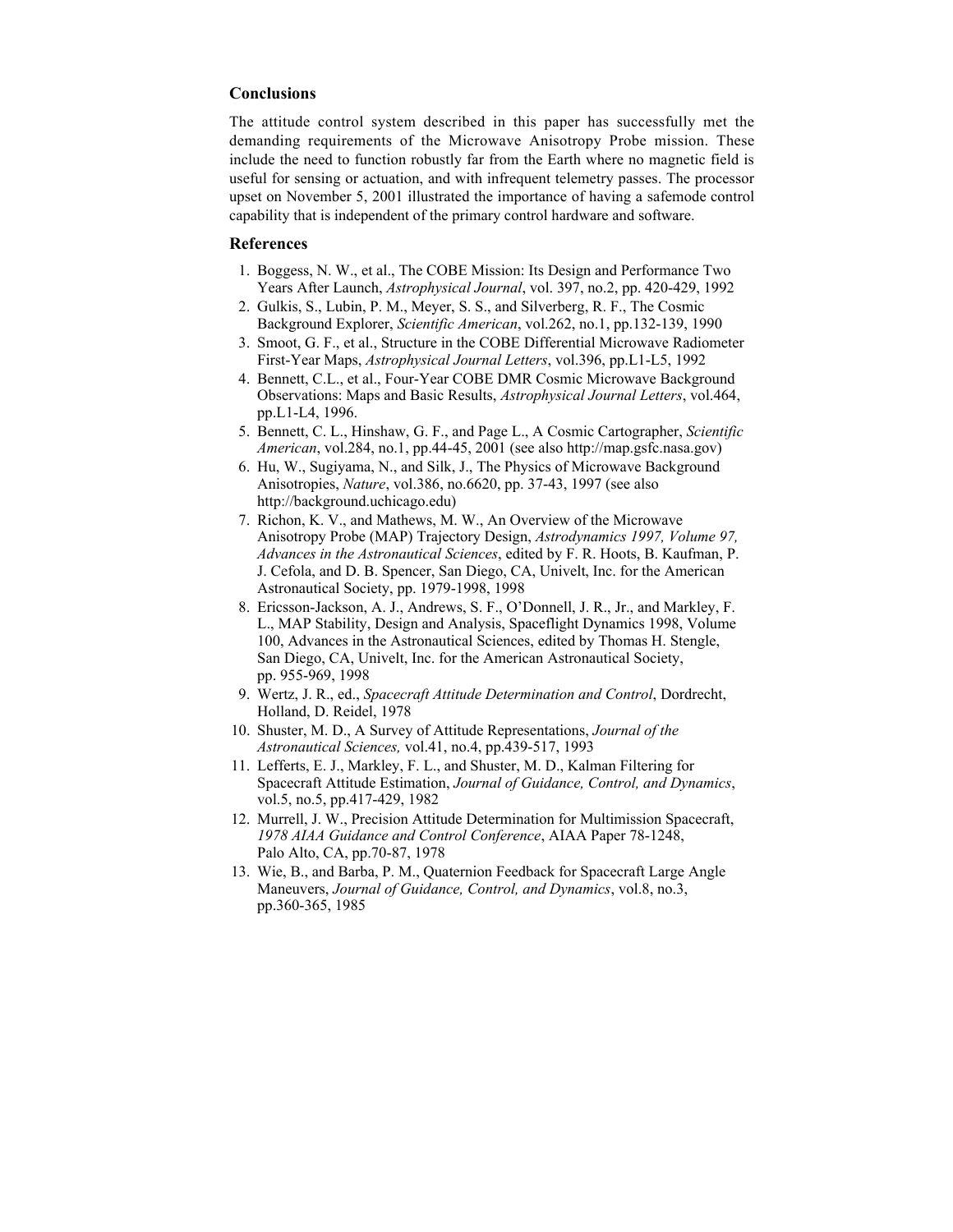## Conclusions

The attitude control system described in this paper has successfully met the demanding requirements of the Microwave Anisotropy Probe mission. These include the need to function robustly far from the Earth where no magnetic field is useful for sensing or actuation, and with infrequent telemetry passes. The processor upset on November 5, 2001 illustrated the importance of having a safemode control capability that is independent of the primary control hardware and software.

## References

1. Boggess, N. W., et al., The COBE Mission: Its Design and Performance Two Years After Launch, *Astrophysical Journal*, vol. 397, no.2, pp. 420-429, 1992
2. Gulkis, S., Lubin, P. M., Meyer, S. S., and Silverberg, R. F., The Cosmic Background Explorer, *Scientific American*, vol.262, no.1, pp.132-139, 1990
3. Smoot, G. F., et al., Structure in the COBE Differential Microwave Radiometer First-Year Maps, *Astrophysical Journal Letters*, vol.396, pp.L1-L5, 1992
4. Bennett, C.L., et al., Four-Year COBE DMR Cosmic Microwave Background Observations: Maps and Basic Results, *Astrophysical Journal Letters*, vol.464, pp.L1-L4, 1996.
5. Bennett, C. L., Hinshaw, G. F., and Page L., A Cosmic Cartographer, *Scientific American*, vol.284, no.1, pp.44-45, 2001 (see also http://map.gsfc.nasa.gov)
6. Hu, W., Sugiyama, N., and Silk, J., The Physics of Microwave Background Anisotropies, *Nature*, vol.386, no.6620, pp. 37-43, 1997 (see also http://background.uchicago.edu)
7. Richon, K. V., and Mathews, M. W., An Overview of the Microwave Anisotropy Probe (MAP) Trajectory Design, *Astrodynamics 1997, Volume 97, Advances in the Astronautical Sciences*, edited by F. R. Hoots, B. Kaufman, P. J. Cefola, and D. B. Spencer, San Diego, CA, Univelt, Inc. for the American Astronautical Society, pp. 1979-1998, 1998
8. Ericsson-Jackson, A. J., Andrews, S. F., O'Donnell, J. R., Jr., and Markley, F. L., MAP Stability, Design and Analysis, Spaceflight Dynamics 1998, Volume 100, Advances in the Astronautical Sciences, edited by Thomas H. Stengle, San Diego, CA, Univelt, Inc. for the American Astronautical Society, pp. 955-969, 1998
9. Wertz, J. R., ed., *Spacecraft Attitude Determination and Control*, Dordrecht, Holland, D. Reidel, 1978
10. Shuster, M. D., A Survey of Attitude Representations, *Journal of the Astronautical Sciences,* vol.41, no.4, pp.439-517, 1993
11. Lefferts, E. J., Markley, F. L., and Shuster, M. D., Kalman Filtering for Spacecraft Attitude Estimation, *Journal of Guidance, Control, and Dynamics*, vol.5, no.5, pp.417-429, 1982
12. Murrell, J. W., Precision Attitude Determination for Multimission Spacecraft, *1978 AIAA Guidance and Control Conference*, AIAA Paper 78-1248, Palo Alto, CA, pp.70-87, 1978
13. Wie, B., and Barba, P. M., Quaternion Feedback for Spacecraft Large Angle Maneuvers, *Journal of Guidance, Control, and Dynamics*, vol.8, no.3, pp.360-365, 1985